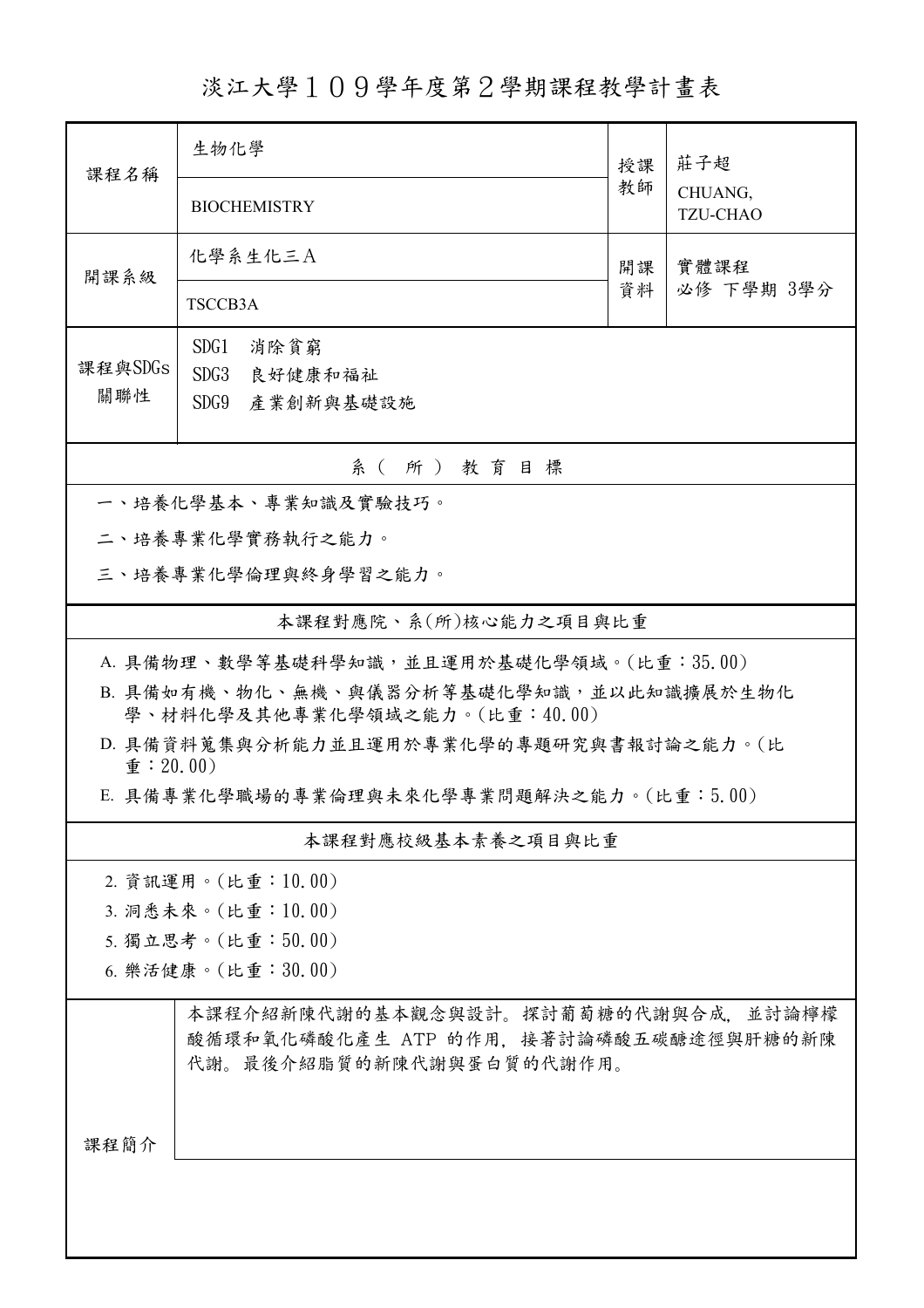# 淡江大學１０９學年度第２學期課程教學計畫表

| 課程名稱 | 生物化學 | 授課教師 | 莊子超 |
|---|---|---|---|
| | BIOCHEMISTRY | | CHUANG, TZU-CHAO |
| 開課系級 | 化學系生化三Ａ | 開課資料 | 實體課程<br>必修 下學期 3學分 |
| | TSCCB3A | | |
| 課程與SDGs關聯性 | SDG1 消除貧窮<br>SDG3 良好健康和福祉<br>SDG9 產業創新與基礎設施 | | |

## 系（所）教育目標

一、培養化學基本、專業知識及實驗技巧。

二、培養專業化學實務執行之能力。

三、培養專業化學倫理與終身學習之能力。

## 本課程對應院、系(所)核心能力之項目與比重

A. 具備物理、數學等基礎科學知識，並且運用於基礎化學領域。(比重：35.00)

B. 具備如有機、物化、無機、與儀器分析等基礎化學知識，並以此知識擴展於生物化學、材料化學及其他專業化學領域之能力。(比重：40.00)

D. 具備資料蒐集與分析能力並且運用於專業化學的專題研究與書報討論之能力。(比重：20.00)

E. 具備專業化學職場的專業倫理與未來化學專業問題解決之能力。(比重：5.00)

## 本課程對應校級基本素養之項目與比重

2. 資訊運用。(比重：10.00)
3. 洞悉未來。(比重：10.00)
5. 獨立思考。(比重：50.00)
6. 樂活健康。(比重：30.00)

## 課程簡介

本課程介紹新陳代謝的基本觀念與設計。探討葡萄糖的代謝與合成，並討論檸檬酸循環和氧化磷酸化產生 ATP 的作用，接著討論磷酸五碳醣途徑與肝糖的新陳代謝。最後介紹脂質的新陳代謝與蛋白質的代謝作用。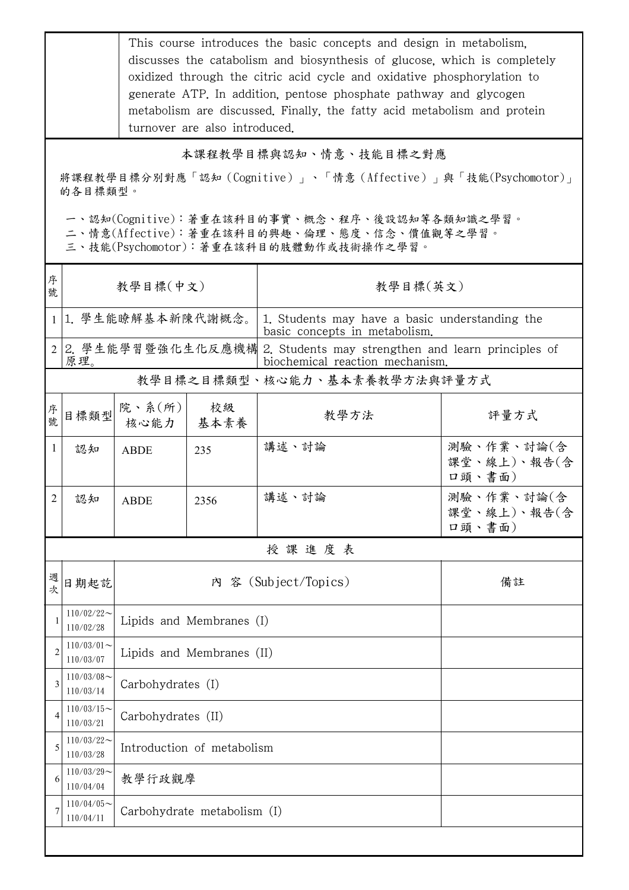This course introduces the basic concepts and design in metabolism, discusses the catabolism and biosynthesis of glucose, which is completely oxidized through the citric acid cycle and oxidative phosphorylation to generate ATP. In addition, pentose phosphate pathway and glycogen metabolism are discussed. Finally, the fatty acid metabolism and protein turnover are also introduced.

## 本課程教學目標與認知、情意、技能目標之對應

將課程教學目標分別對應「認知（Cognitive）」、「情意（Affective）」與「技能(Psychomotor)」的各目標類型。

一、認知(Cognitive)：著重在該科目的事實、概念、程序、後設認知等各類知識之學習。
二、情意(Affective)：著重在該科目的興趣、倫理、態度、信念、價值觀等之學習。
三、技能(Psychomotor)：著重在該科目的肢體動作或技術操作之學習。

| 序號 | 教學目標(中文) | 教學目標(英文) |
|---|---|---|
| 1 | 1. 學生能瞭解基本新陳代謝概念。 | 1. Students may have a basic understanding the basic concepts in metabolism. |
| 2 | 2. 學生能學習暨強化生化反應機構原理。 | 2. Students may strengthen and learn principles of biochemical reaction mechanism. |

## 教學目標之目標類型、核心能力、基本素養教學方法與評量方式

| 序號 | 目標類型 | 院、系(所)核心能力 | 校級基本素養 | 教學方法 | 評量方式 |
|---|---|---|---|---|---|
| 1 | 認知 | ABDE | 235 | 講述、討論 | 測驗、作業、討論(含課堂、線上)、報告(含口頭、書面) |
| 2 | 認知 | ABDE | 2356 | 講述、討論 | 測驗、作業、討論(含課堂、線上)、報告(含口頭、書面) |

## 授課進度表

| 週次 | 日期起訖 | 內 容 (Subject/Topics) | 備註 |
|---|---|---|---|
| 1 | 110/02/22～110/02/28 | Lipids and Membranes (I) | |
| 2 | 110/03/01～110/03/07 | Lipids and Membranes (II) | |
| 3 | 110/03/08～110/03/14 | Carbohydrates (I) | |
| 4 | 110/03/15～110/03/21 | Carbohydrates (II) | |
| 5 | 110/03/22～110/03/28 | Introduction of metabolism | |
| 6 | 110/03/29～110/04/04 | 教學行政觀摩 | |
| 7 | 110/04/05～110/04/11 | Carbohydrate metabolism (I) | |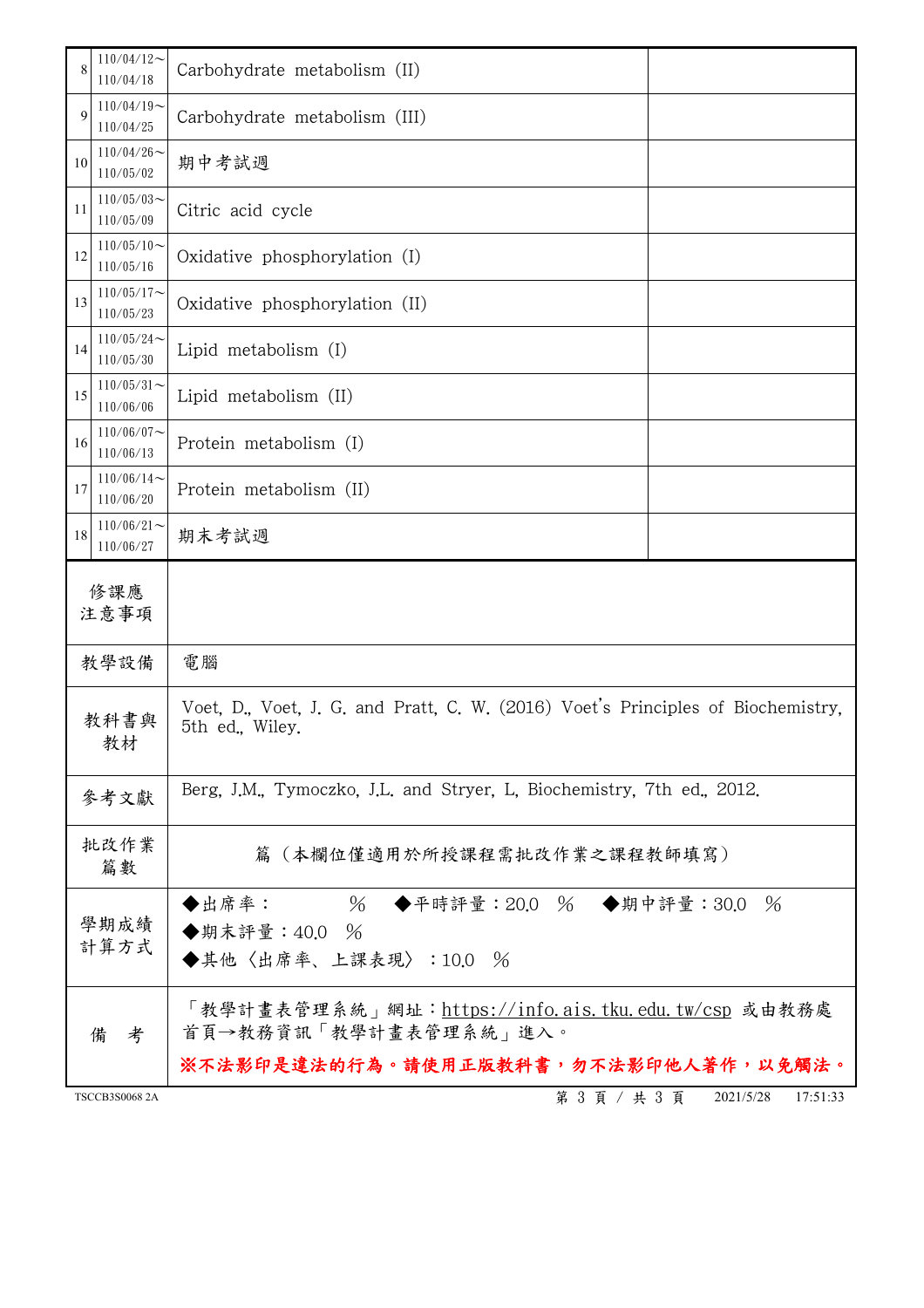| | | | |
|---|---|---|---|
| 8 | 110/04/12～110/04/18 | Carbohydrate metabolism (II) | |
| 9 | 110/04/19～110/04/25 | Carbohydrate metabolism (III) | |
| 10 | 110/04/26～110/05/02 | 期中考試週 | |
| 11 | 110/05/03～110/05/09 | Citric acid cycle | |
| 12 | 110/05/10～110/05/16 | Oxidative phosphorylation (I) | |
| 13 | 110/05/17～110/05/23 | Oxidative phosphorylation (II) | |
| 14 | 110/05/24～110/05/30 | Lipid metabolism (I) | |
| 15 | 110/05/31～110/06/06 | Lipid metabolism (II) | |
| 16 | 110/06/07～110/06/13 | Protein metabolism (I) | |
| 17 | 110/06/14～110/06/20 | Protein metabolism (II) | |
| 18 | 110/06/21～110/06/27 | 期末考試週 | |

| | |
|---|---|
| 修課應注意事項 | |
| 教學設備 | 電腦 |
| 教科書與教材 | Voet, D., Voet, J. G. and Pratt, C. W. (2016) Voet's Principles of Biochemistry, 5th ed., Wiley. |
| 參考文獻 | Berg, J.M., Tymoczko, J.L. and Stryer, L, Biochemistry, 7th ed., 2012. |
| 批改作業篇數 | 篇（本欄位僅適用於所授課程需批改作業之課程教師填寫） |
| 學期成績計算方式 | ◆出席率： ％ ◆平時評量：20.0 ％ ◆期中評量：30.0 ％<br>◆期末評量：40.0 ％<br>◆其他〈出席率、上課表現〉：10.0 ％ |
| 備考 | 「教學計畫表管理系統」網址：https://info.ais.tku.edu.tw/csp 或由教務處首頁→教務資訊「教學計畫表管理系統」進入。<br>**※不法影印是違法的行為。請使用正版教科書，勿不法影印他人著作，以免觸法。** |

TSCCB3S0068 2A　　2021/5/28　17:51:33